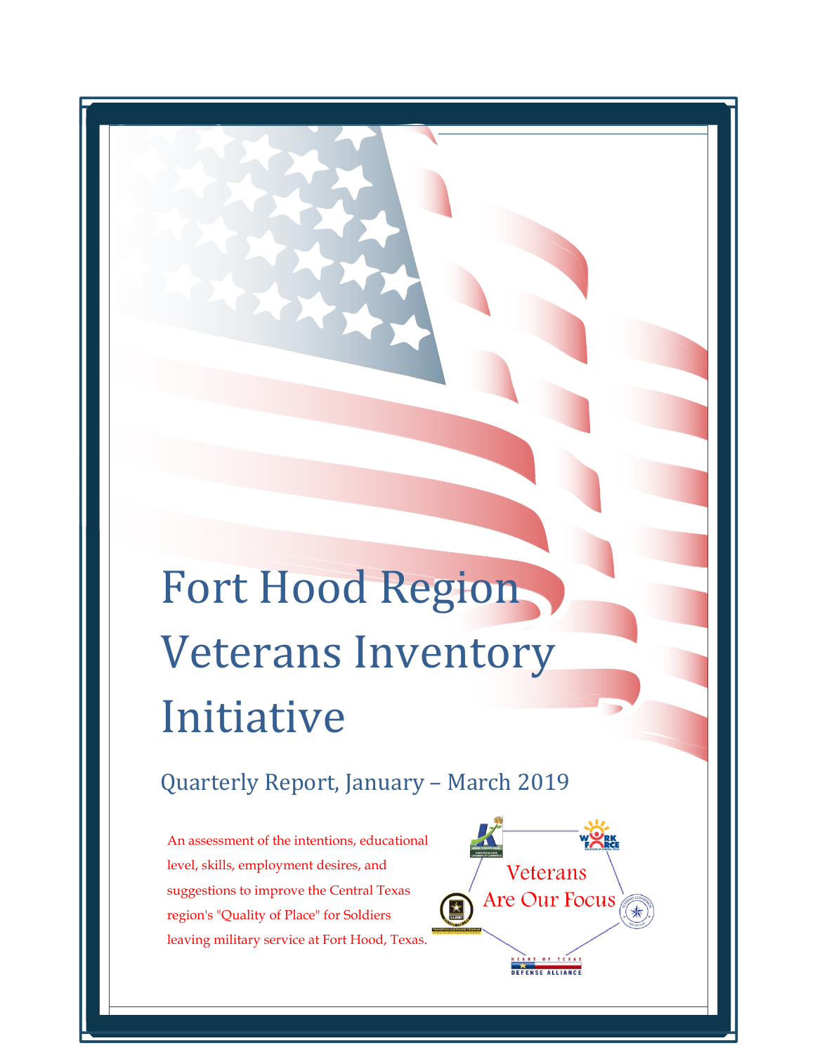# Fort Hood Region Veterans Inventory Initiative

## Quarterly Report, January – March 2019

An assessment of the intentions, educational level, skills, employment desires, and suggestions to improve the Central Texas region's "Quality of Place" for Soldiers leaving military service at Fort Hood, Texas.

Veterans Are Our Focus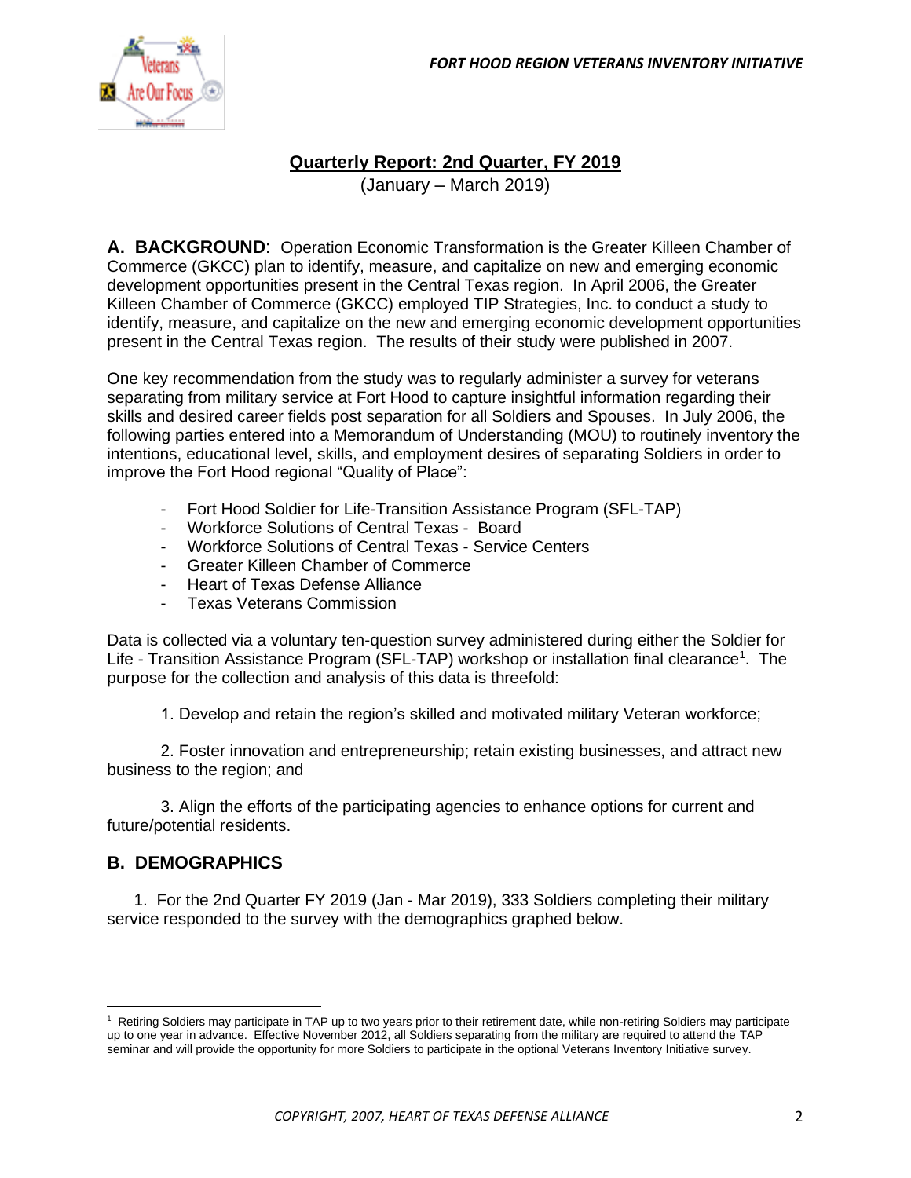## Quarterly Report: 2nd Quarter, FY 2019

(January – March 2019)

**A. BACKGROUND**: Operation Economic Transformation is the Greater Killeen Chamber of Commerce (GKCC) plan to identify, measure, and capitalize on new and emerging economic development opportunities present in the Central Texas region. In April 2006, the Greater Killeen Chamber of Commerce (GKCC) employed TIP Strategies, Inc. to conduct a study to identify, measure, and capitalize on the new and emerging economic development opportunities present in the Central Texas region. The results of their study were published in 2007.

One key recommendation from the study was to regularly administer a survey for veterans separating from military service at Fort Hood to capture insightful information regarding their skills and desired career fields post separation for all Soldiers and Spouses. In July 2006, the following parties entered into a Memorandum of Understanding (MOU) to routinely inventory the intentions, educational level, skills, and employment desires of separating Soldiers in order to improve the Fort Hood regional "Quality of Place":

- Fort Hood Soldier for Life-Transition Assistance Program (SFL-TAP)
- Workforce Solutions of Central Texas - Board
- Workforce Solutions of Central Texas - Service Centers
- Greater Killeen Chamber of Commerce
- Heart of Texas Defense Alliance
- Texas Veterans Commission

Data is collected via a voluntary ten-question survey administered during either the Soldier for Life - Transition Assistance Program (SFL-TAP) workshop or installation final clearance[1]. The purpose for the collection and analysis of this data is threefold:

1. Develop and retain the region's skilled and motivated military Veteran workforce;

2. Foster innovation and entrepreneurship; retain existing businesses, and attract new business to the region; and

3. Align the efforts of the participating agencies to enhance options for current and future/potential residents.

### B. DEMOGRAPHICS

1. For the 2nd Quarter FY 2019 (Jan - Mar 2019), 333 Soldiers completing their military service responded to the survey with the demographics graphed below.

[1] Retiring Soldiers may participate in TAP up to two years prior to their retirement date, while non-retiring Soldiers may participate up to one year in advance. Effective November 2012, all Soldiers separating from the military are required to attend the TAP seminar and will provide the opportunity for more Soldiers to participate in the optional Veterans Inventory Initiative survey.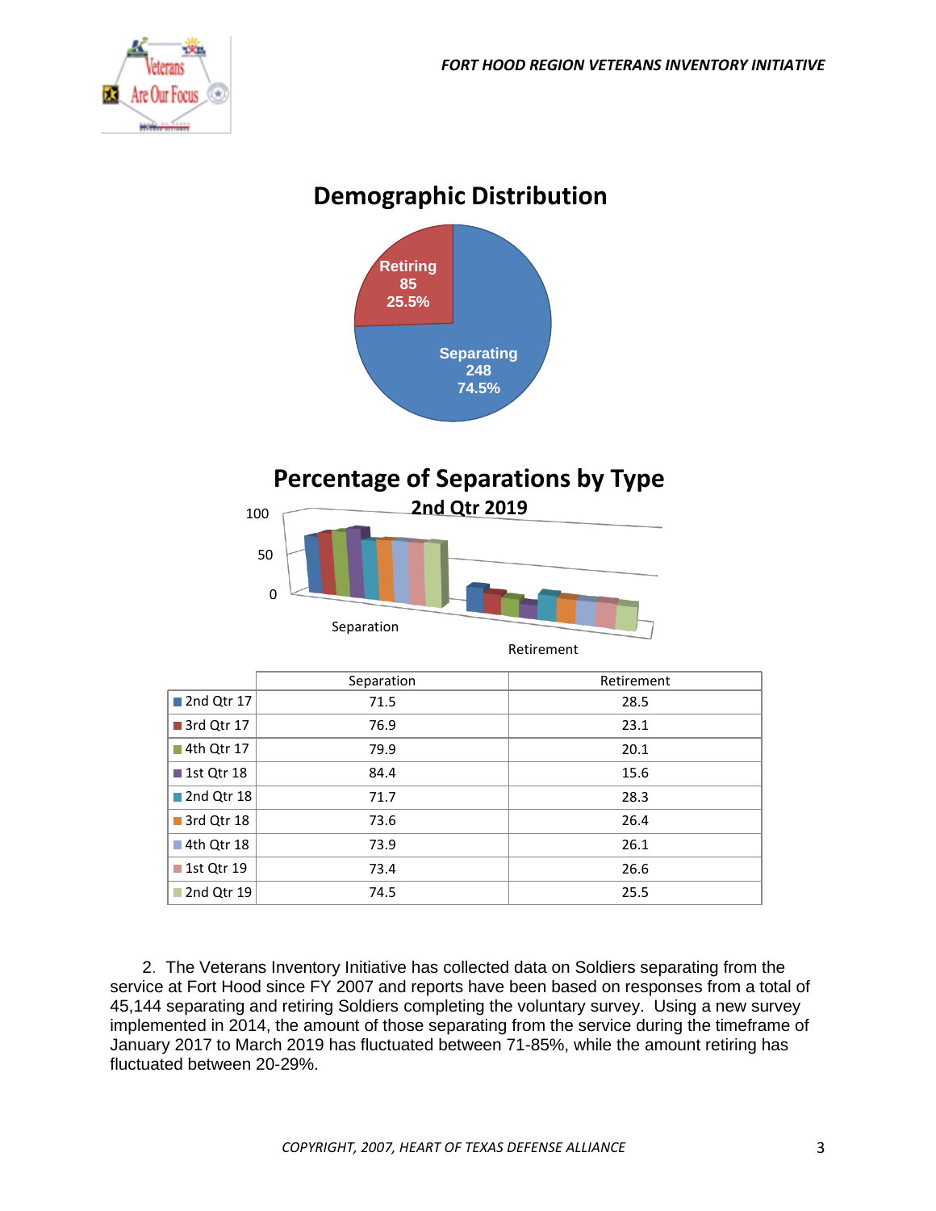## Demographic Distribution

Retiring 85 25.5%

Separating 248 74.5%

## Percentage of Separations by Type

### 2nd Qtr 2019

| | Separation | Retirement |
|---|---|---|
| 2nd Qtr 17 | 71.5 | 28.5 |
| 3rd Qtr 17 | 76.9 | 23.1 |
| 4th Qtr 17 | 79.9 | 20.1 |
| 1st Qtr 18 | 84.4 | 15.6 |
| 2nd Qtr 18 | 71.7 | 28.3 |
| 3rd Qtr 18 | 73.6 | 26.4 |
| 4th Qtr 18 | 73.9 | 26.1 |
| 1st Qtr 19 | 73.4 | 26.6 |
| 2nd Qtr 19 | 74.5 | 25.5 |

2. The Veterans Inventory Initiative has collected data on Soldiers separating from the service at Fort Hood since FY 2007 and reports have been based on responses from a total of 45,144 separating and retiring Soldiers completing the voluntary survey. Using a new survey implemented in 2014, the amount of those separating from the service during the timeframe of January 2017 to March 2019 has fluctuated between 71-85%, while the amount retiring has fluctuated between 20-29%.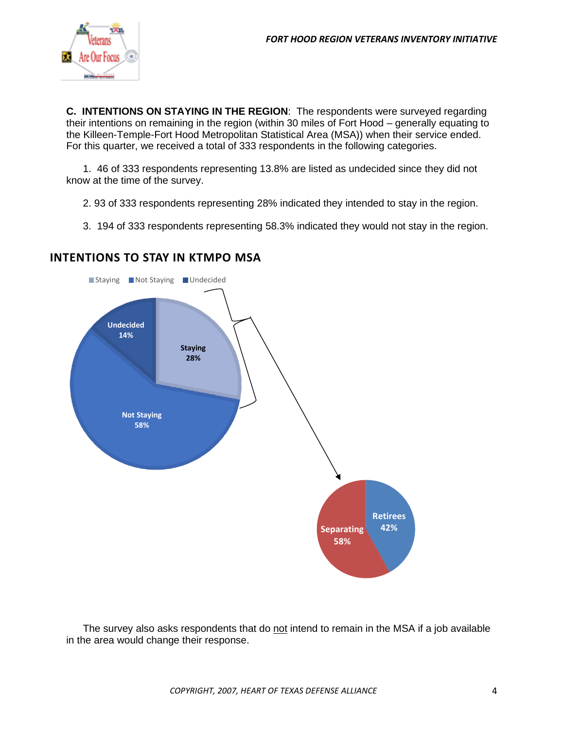**C. INTENTIONS ON STAYING IN THE REGION**: The respondents were surveyed regarding their intentions on remaining in the region (within 30 miles of Fort Hood – generally equating to the Killeen-Temple-Fort Hood Metropolitan Statistical Area (MSA)) when their service ended. For this quarter, we received a total of 333 respondents in the following categories.

1. 46 of 333 respondents representing 13.8% are listed as undecided since they did not know at the time of the survey.

2. 93 of 333 respondents representing 28% indicated they intended to stay in the region.

3. 194 of 333 respondents representing 58.3% indicated they would not stay in the region.

## INTENTIONS TO STAY IN KTMPO MSA

Staying | Not Staying | Undecided

Undecided 14%

Staying 28%

Not Staying 58%

Retirees 42%

Separating 58%

The survey also asks respondents that do not intend to remain in the MSA if a job available in the area would change their response.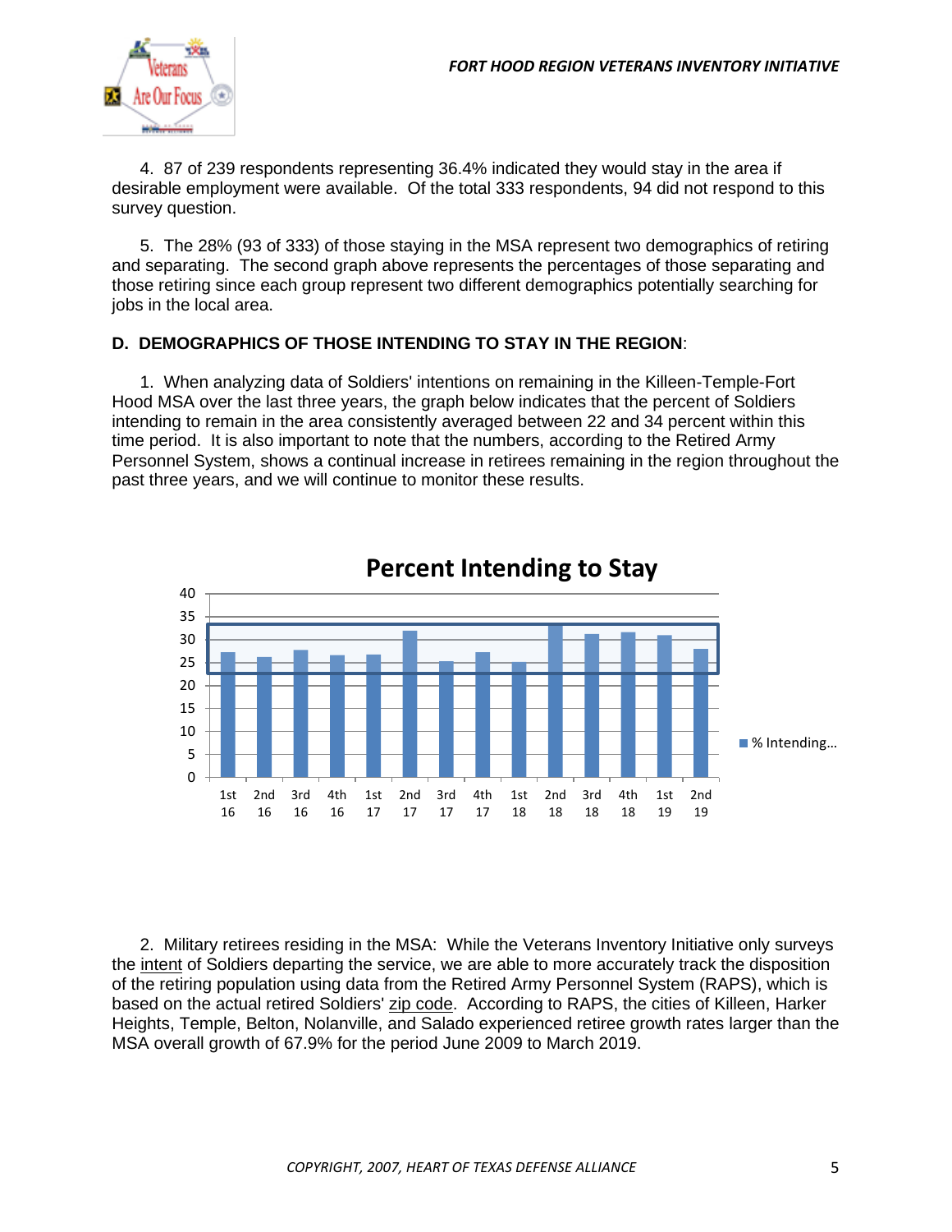4. 87 of 239 respondents representing 36.4% indicated they would stay in the area if desirable employment were available. Of the total 333 respondents, 94 did not respond to this survey question.

5. The 28% (93 of 333) of those staying in the MSA represent two demographics of retiring and separating. The second graph above represents the percentages of those separating and those retiring since each group represent two different demographics potentially searching for jobs in the local area.

**D. DEMOGRAPHICS OF THOSE INTENDING TO STAY IN THE REGION**:

1. When analyzing data of Soldiers' intentions on remaining in the Killeen-Temple-Fort Hood MSA over the last three years, the graph below indicates that the percent of Soldiers intending to remain in the area consistently averaged between 22 and 34 percent within this time period. It is also important to note that the numbers, according to the Retired Army Personnel System, shows a continual increase in retirees remaining in the region throughout the past three years, and we will continue to monitor these results.

**Percent Intending to Stay**

(Bar chart, y-axis 0–40; legend: % Intending…; x-axis quarters: 1st 16, 2nd 16, 3rd 16, 4th 16, 1st 17, 2nd 17, 3rd 17, 4th 17, 1st 18, 2nd 18, 3rd 18, 4th 18, 1st 19, 2nd 19)

2. Military retirees residing in the MSA: While the Veterans Inventory Initiative only surveys the intent of Soldiers departing the service, we are able to more accurately track the disposition of the retiring population using data from the Retired Army Personnel System (RAPS), which is based on the actual retired Soldiers' zip code. According to RAPS, the cities of Killeen, Harker Heights, Temple, Belton, Nolanville, and Salado experienced retiree growth rates larger than the MSA overall growth of 67.9% for the period June 2009 to March 2019.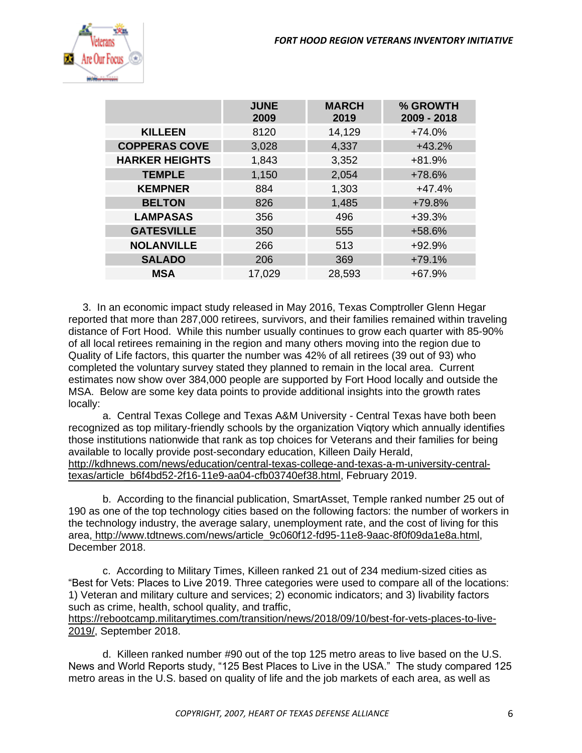| | JUNE 2009 | MARCH 2019 | % GROWTH 2009 - 2018 |
|---|---|---|---|
| **KILLEEN** | 8120 | 14,129 | +74.0% |
| **COPPERAS COVE** | 3,028 | 4,337 | +43.2% |
| **HARKER HEIGHTS** | 1,843 | 3,352 | +81.9% |
| **TEMPLE** | 1,150 | 2,054 | +78.6% |
| **KEMPNER** | 884 | 1,303 | +47.4% |
| **BELTON** | 826 | 1,485 | +79.8% |
| **LAMPASAS** | 356 | 496 | +39.3% |
| **GATESVILLE** | 350 | 555 | +58.6% |
| **NOLANVILLE** | 266 | 513 | +92.9% |
| **SALADO** | 206 | 369 | +79.1% |
| **MSA** | 17,029 | 28,593 | +67.9% |

3. In an economic impact study released in May 2016, Texas Comptroller Glenn Hegar reported that more than 287,000 retirees, survivors, and their families remained within traveling distance of Fort Hood. While this number usually continues to grow each quarter with 85-90% of all local retirees remaining in the region and many others moving into the region due to Quality of Life factors, this quarter the number was 42% of all retirees (39 out of 93) who completed the voluntary survey stated they planned to remain in the local area. Current estimates now show over 384,000 people are supported by Fort Hood locally and outside the MSA. Below are some key data points to provide additional insights into the growth rates locally:

a. Central Texas College and Texas A&M University - Central Texas have both been recognized as top military-friendly schools by the organization Viqtory which annually identifies those institutions nationwide that rank as top choices for Veterans and their families for being available to locally provide post-secondary education, Killeen Daily Herald, http://kdhnews.com/news/education/central-texas-college-and-texas-a-m-university-central-texas/article_b6f4bd52-2f16-11e9-aa04-cfb03740ef38.html, February 2019.

b. According to the financial publication, SmartAsset, Temple ranked number 25 out of 190 as one of the top technology cities based on the following factors: the number of workers in the technology industry, the average salary, unemployment rate, and the cost of living for this area, http://www.tdtnews.com/news/article_9c060f12-fd95-11e8-9aac-8f0f09da1e8a.html, December 2018.

c. According to Military Times, Killeen ranked 21 out of 234 medium-sized cities as "Best for Vets: Places to Live 2019. Three categories were used to compare all of the locations: 1) Veteran and military culture and services; 2) economic indicators; and 3) livability factors such as crime, health, school quality, and traffic, https://rebootcamp.militarytimes.com/transition/news/2018/09/10/best-for-vets-places-to-live-2019/, September 2018.

d. Killeen ranked number #90 out of the top 125 metro areas to live based on the U.S. News and World Reports study, "125 Best Places to Live in the USA." The study compared 125 metro areas in the U.S. based on quality of life and the job markets of each area, as well as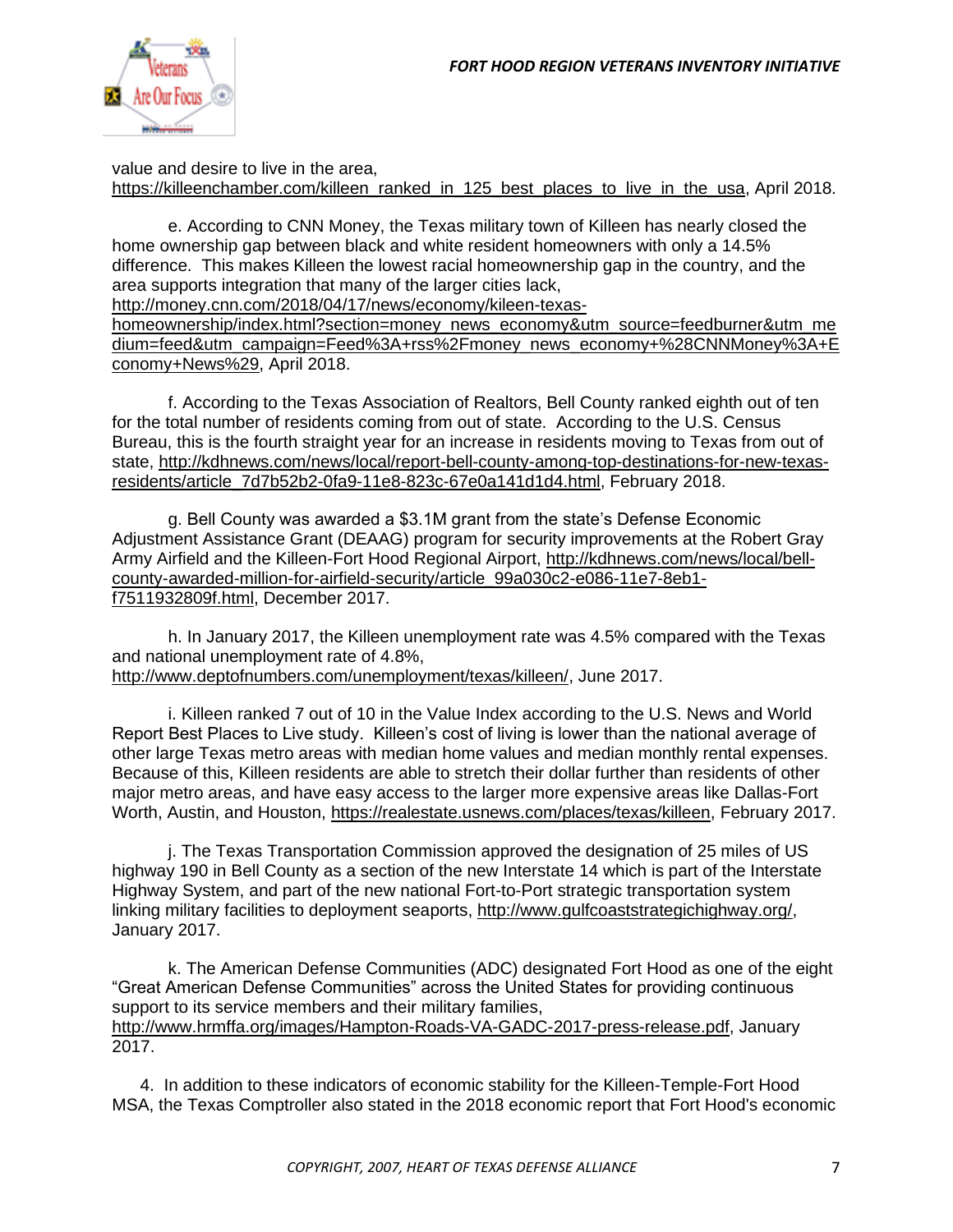value and desire to live in the area, https://killeenchamber.com/killeen_ranked_in_125_best_places_to_live_in_the_usa, April 2018.

e. According to CNN Money, the Texas military town of Killeen has nearly closed the home ownership gap between black and white resident homeowners with only a 14.5% difference. This makes Killeen the lowest racial homeownership gap in the country, and the area supports integration that many of the larger cities lack, http://money.cnn.com/2018/04/17/news/economy/kileen-texas-homeownership/index.html?section=money_news_economy&utm_source=feedburner&utm_medium=feed&utm_campaign=Feed%3A+rss%2Fmoney_news_economy+%28CNNMoney%3A+Economy+News%29, April 2018.

f. According to the Texas Association of Realtors, Bell County ranked eighth out of ten for the total number of residents coming from out of state. According to the U.S. Census Bureau, this is the fourth straight year for an increase in residents moving to Texas from out of state, http://kdhnews.com/news/local/report-bell-county-among-top-destinations-for-new-texas-residents/article_7d7b52b2-0fa9-11e8-823c-67e0a141d1d4.html, February 2018.

g. Bell County was awarded a $3.1M grant from the state's Defense Economic Adjustment Assistance Grant (DEAAG) program for security improvements at the Robert Gray Army Airfield and the Killeen-Fort Hood Regional Airport, http://kdhnews.com/news/local/bell-county-awarded-million-for-airfield-security/article_99a030c2-e086-11e7-8eb1-f7511932809f.html, December 2017.

h. In January 2017, the Killeen unemployment rate was 4.5% compared with the Texas and national unemployment rate of 4.8%, http://www.deptofnumbers.com/unemployment/texas/killeen/, June 2017.

i. Killeen ranked 7 out of 10 in the Value Index according to the U.S. News and World Report Best Places to Live study. Killeen's cost of living is lower than the national average of other large Texas metro areas with median home values and median monthly rental expenses. Because of this, Killeen residents are able to stretch their dollar further than residents of other major metro areas, and have easy access to the larger more expensive areas like Dallas-Fort Worth, Austin, and Houston, https://realestate.usnews.com/places/texas/killeen, February 2017.

j. The Texas Transportation Commission approved the designation of 25 miles of US highway 190 in Bell County as a section of the new Interstate 14 which is part of the Interstate Highway System, and part of the new national Fort-to-Port strategic transportation system linking military facilities to deployment seaports, http://www.gulfcoaststrategichighway.org/, January 2017.

k. The American Defense Communities (ADC) designated Fort Hood as one of the eight "Great American Defense Communities" across the United States for providing continuous support to its service members and their military families, http://www.hrmffa.org/images/Hampton-Roads-VA-GADC-2017-press-release.pdf, January 2017.

4. In addition to these indicators of economic stability for the Killeen-Temple-Fort Hood MSA, the Texas Comptroller also stated in the 2018 economic report that Fort Hood's economic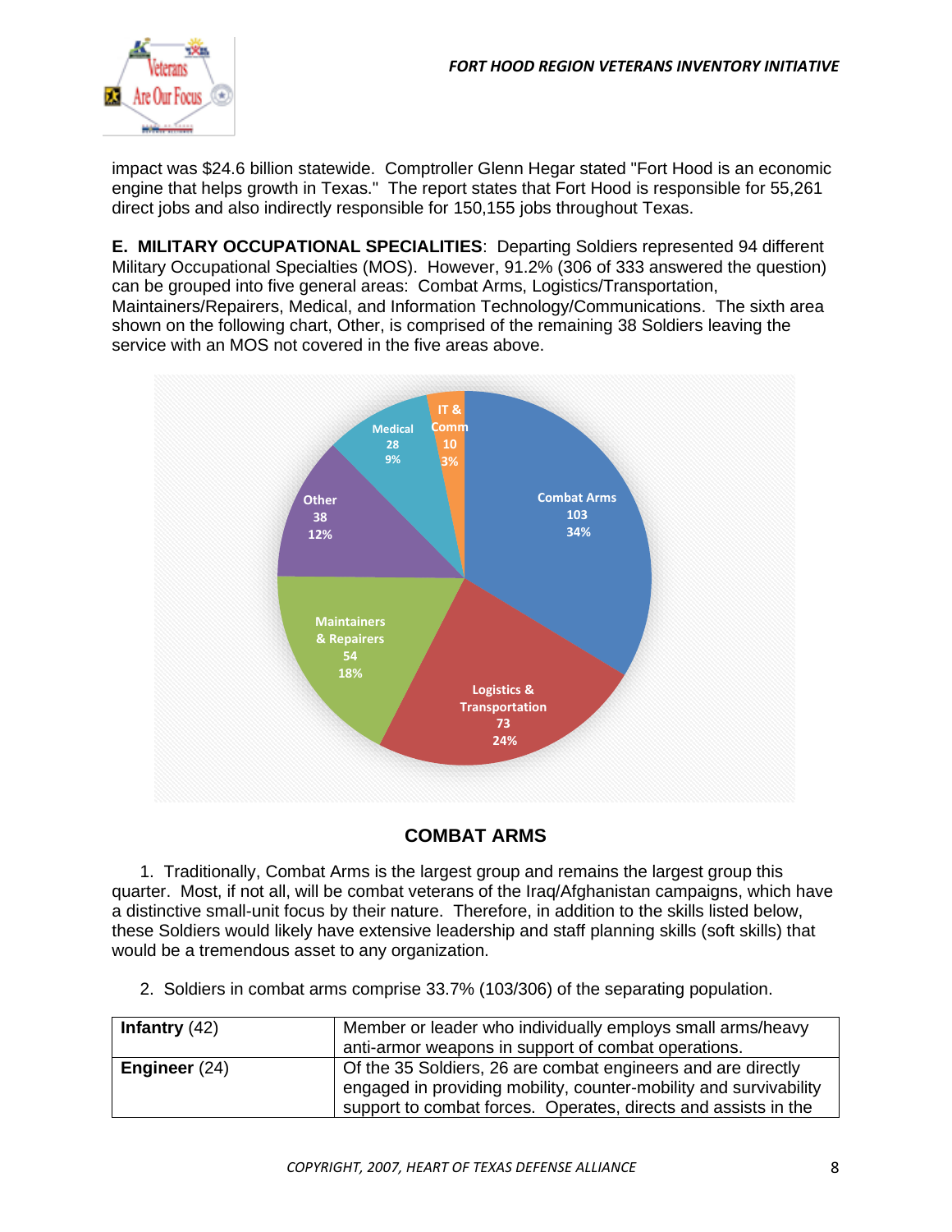impact was $24.6 billion statewide. Comptroller Glenn Hegar stated "Fort Hood is an economic engine that helps growth in Texas." The report states that Fort Hood is responsible for 55,261 direct jobs and also indirectly responsible for 150,155 jobs throughout Texas.

**E. MILITARY OCCUPATIONAL SPECIALITIES**: Departing Soldiers represented 94 different Military Occupational Specialties (MOS). However, 91.2% (306 of 333 answered the question) can be grouped into five general areas: Combat Arms, Logistics/Transportation, Maintainers/Repairers, Medical, and Information Technology/Communications. The sixth area shown on the following chart, Other, is comprised of the remaining 38 Soldiers leaving the service with an MOS not covered in the five areas above.

| Category | Count | Percent |
|---|---|---|
| Combat Arms | 103 | 34% |
| Logistics & Transportation | 73 | 24% |
| Maintainers & Repairers | 54 | 18% |
| Other | 38 | 12% |
| Medical | 28 | 9% |
| IT & Comm | 10 | 3% |

## COMBAT ARMS

1. Traditionally, Combat Arms is the largest group and remains the largest group this quarter. Most, if not all, will be combat veterans of the Iraq/Afghanistan campaigns, which have a distinctive small-unit focus by their nature. Therefore, in addition to the skills listed below, these Soldiers would likely have extensive leadership and staff planning skills (soft skills) that would be a tremendous asset to any organization.

2. Soldiers in combat arms comprise 33.7% (103/306) of the separating population.

| | |
|---|---|
| **Infantry** (42) | Member or leader who individually employs small arms/heavy anti-armor weapons in support of combat operations. |
| **Engineer** (24) | Of the 35 Soldiers, 26 are combat engineers and are directly engaged in providing mobility, counter-mobility and survivability support to combat forces. Operates, directs and assists in the |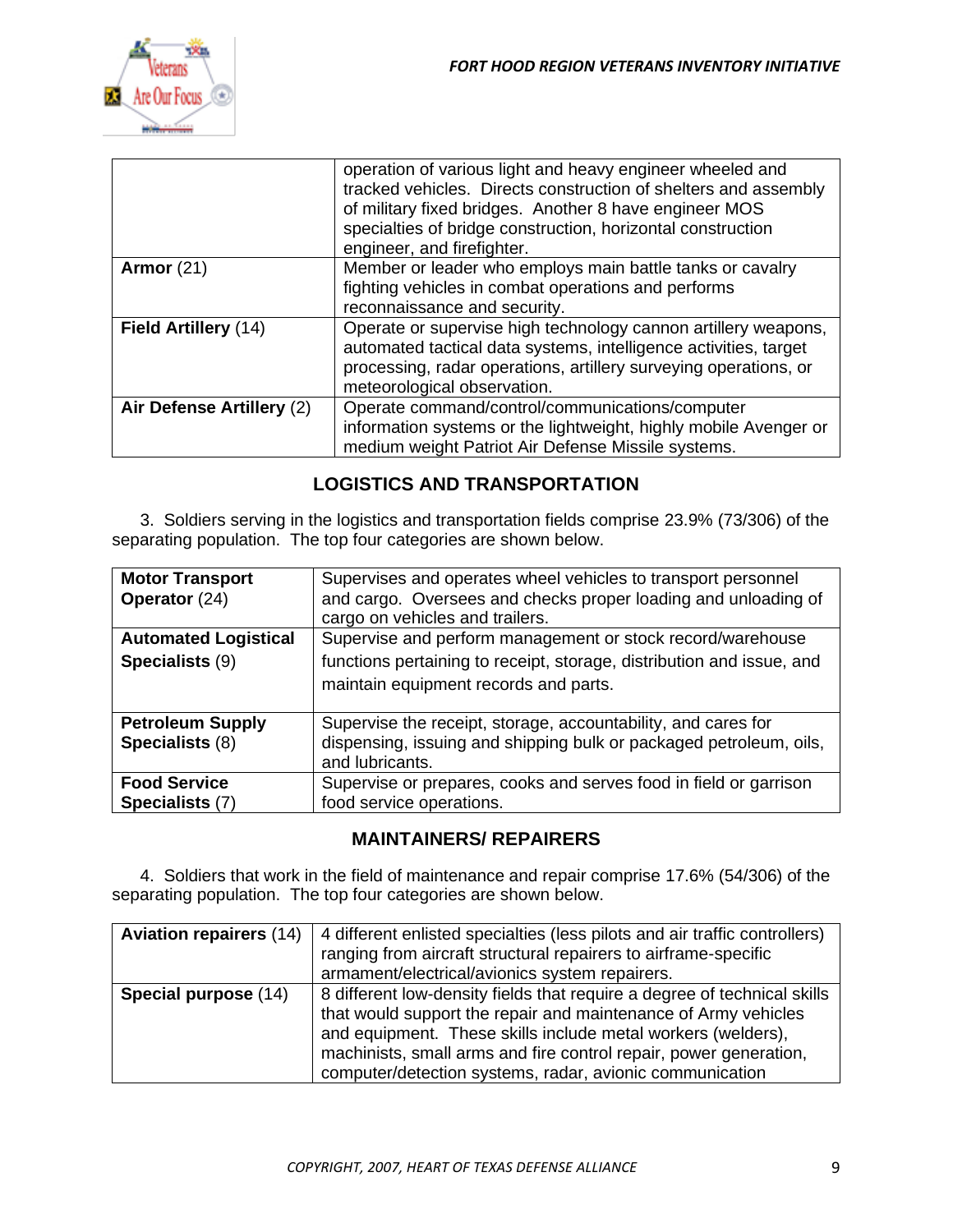| | |
|---|---|
| | operation of various light and heavy engineer wheeled and tracked vehicles. Directs construction of shelters and assembly of military fixed bridges. Another 8 have engineer MOS specialties of bridge construction, horizontal construction engineer, and firefighter. |
| **Armor** (21) | Member or leader who employs main battle tanks or cavalry fighting vehicles in combat operations and performs reconnaissance and security. |
| **Field Artillery** (14) | Operate or supervise high technology cannon artillery weapons, automated tactical data systems, intelligence activities, target processing, radar operations, artillery surveying operations, or meteorological observation. |
| **Air Defense Artillery** (2) | Operate command/control/communications/computer information systems or the lightweight, highly mobile Avenger or medium weight Patriot Air Defense Missile systems. |

## LOGISTICS AND TRANSPORTATION

3. Soldiers serving in the logistics and transportation fields comprise 23.9% (73/306) of the separating population. The top four categories are shown below.

| | |
|---|---|
| **Motor Transport Operator** (24) | Supervises and operates wheel vehicles to transport personnel and cargo. Oversees and checks proper loading and unloading of cargo on vehicles and trailers. |
| **Automated Logistical Specialists** (9) | Supervise and perform management or stock record/warehouse functions pertaining to receipt, storage, distribution and issue, and maintain equipment records and parts. |
| **Petroleum Supply Specialists** (8) | Supervise the receipt, storage, accountability, and cares for dispensing, issuing and shipping bulk or packaged petroleum, oils, and lubricants. |
| **Food Service Specialists** (7) | Supervise or prepares, cooks and serves food in field or garrison food service operations. |

## MAINTAINERS/ REPAIRERS

4. Soldiers that work in the field of maintenance and repair comprise 17.6% (54/306) of the separating population. The top four categories are shown below.

| | |
|---|---|
| **Aviation repairers** (14) | 4 different enlisted specialties (less pilots and air traffic controllers) ranging from aircraft structural repairers to airframe-specific armament/electrical/avionics system repairers. |
| **Special purpose** (14) | 8 different low-density fields that require a degree of technical skills that would support the repair and maintenance of Army vehicles and equipment. These skills include metal workers (welders), machinists, small arms and fire control repair, power generation, computer/detection systems, radar, avionic communication |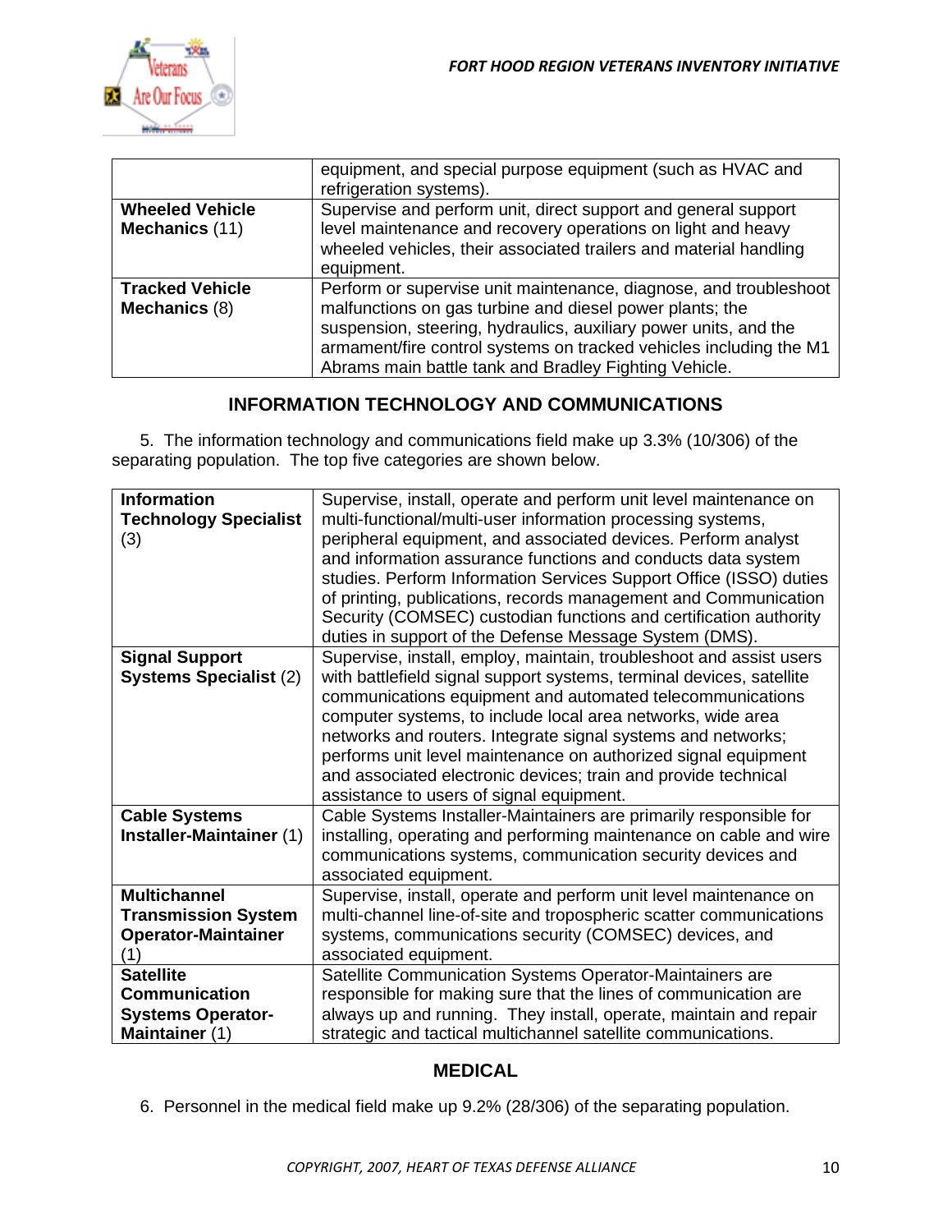| | |
|---|---|
| | equipment, and special purpose equipment (such as HVAC and refrigeration systems). |
| **Wheeled Vehicle Mechanics** (11) | Supervise and perform unit, direct support and general support level maintenance and recovery operations on light and heavy wheeled vehicles, their associated trailers and material handling equipment. |
| **Tracked Vehicle Mechanics** (8) | Perform or supervise unit maintenance, diagnose, and troubleshoot malfunctions on gas turbine and diesel power plants; the suspension, steering, hydraulics, auxiliary power units, and the armament/fire control systems on tracked vehicles including the M1 Abrams main battle tank and Bradley Fighting Vehicle. |

## INFORMATION TECHNOLOGY AND COMMUNICATIONS

5. The information technology and communications field make up 3.3% (10/306) of the separating population. The top five categories are shown below.

| | |
|---|---|
| **Information Technology Specialist** (3) | Supervise, install, operate and perform unit level maintenance on multi-functional/multi-user information processing systems, peripheral equipment, and associated devices. Perform analyst and information assurance functions and conducts data system studies. Perform Information Services Support Office (ISSO) duties of printing, publications, records management and Communication Security (COMSEC) custodian functions and certification authority duties in support of the Defense Message System (DMS). |
| **Signal Support Systems Specialist** (2) | Supervise, install, employ, maintain, troubleshoot and assist users with battlefield signal support systems, terminal devices, satellite communications equipment and automated telecommunications computer systems, to include local area networks, wide area networks and routers. Integrate signal systems and networks; performs unit level maintenance on authorized signal equipment and associated electronic devices; train and provide technical assistance to users of signal equipment. |
| **Cable Systems Installer-Maintainer** (1) | Cable Systems Installer-Maintainers are primarily responsible for installing, operating and performing maintenance on cable and wire communications systems, communication security devices and associated equipment. |
| **Multichannel Transmission System Operator-Maintainer** (1) | Supervise, install, operate and perform unit level maintenance on multi-channel line-of-site and tropospheric scatter communications systems, communications security (COMSEC) devices, and associated equipment. |
| **Satellite Communication Systems Operator-Maintainer** (1) | Satellite Communication Systems Operator-Maintainers are responsible for making sure that the lines of communication are always up and running. They install, operate, maintain and repair strategic and tactical multichannel satellite communications. |

## MEDICAL

6. Personnel in the medical field make up 9.2% (28/306) of the separating population.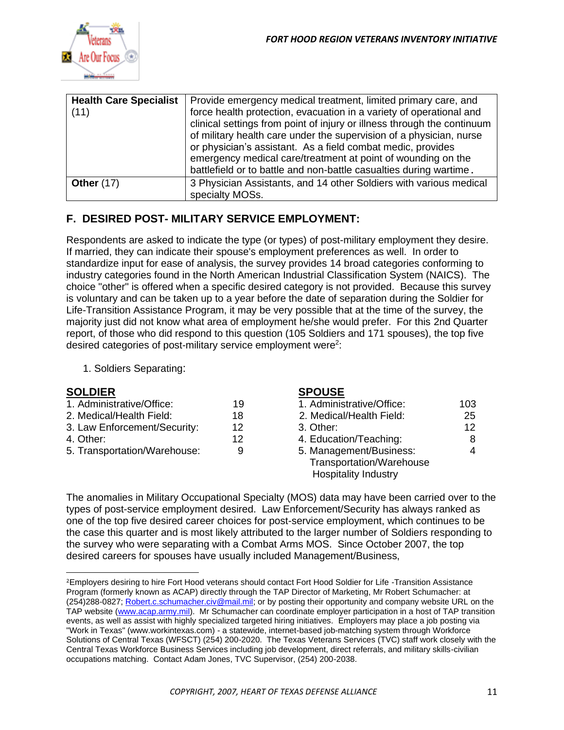| Health Care Specialist (11) | Provide emergency medical treatment, limited primary care, and force health protection, evacuation in a variety of operational and clinical settings from point of injury or illness through the continuum of military health care under the supervision of a physician, nurse or physician's assistant. As a field combat medic, provides emergency medical care/treatment at point of wounding on the battlefield or to battle and non-battle casualties during wartime. |
|---|---|
| **Other** (17) | 3 Physician Assistants, and 14 other Soldiers with various medical specialty MOSs. |

## F. DESIRED POST- MILITARY SERVICE EMPLOYMENT:

Respondents are asked to indicate the type (or types) of post-military employment they desire. If married, they can indicate their spouse's employment preferences as well. In order to standardize input for ease of analysis, the survey provides 14 broad categories conforming to industry categories found in the North American Industrial Classification System (NAICS). The choice "other" is offered when a specific desired category is not provided. Because this survey is voluntary and can be taken up to a year before the date of separation during the Soldier for Life-Transition Assistance Program, it may be very possible that at the time of the survey, the majority just did not know what area of employment he/she would prefer. For this 2nd Quarter report, of those who did respond to this question (105 Soldiers and 171 spouses), the top five desired categories of post-military service employment were[2]:

1. Soldiers Separating:

| SOLDIER | | SPOUSE | |
|---|---|---|---|
| 1. Administrative/Office: | 19 | 1. Administrative/Office: | 103 |
| 2. Medical/Health Field: | 18 | 2. Medical/Health Field: | 25 |
| 3. Law Enforcement/Security: | 12 | 3. Other: | 12 |
| 4. Other: | 12 | 4. Education/Teaching: | 8 |
| 5. Transportation/Warehouse: | 9 | 5. Management/Business: Transportation/Warehouse Hospitality Industry | 4 |

The anomalies in Military Occupational Specialty (MOS) data may have been carried over to the types of post-service employment desired. Law Enforcement/Security has always ranked as one of the top five desired career choices for post-service employment, which continues to be the case this quarter and is most likely attributed to the larger number of Soldiers responding to the survey who were separating with a Combat Arms MOS. Since October 2007, the top desired careers for spouses have usually included Management/Business,

[2]Employers desiring to hire Fort Hood veterans should contact Fort Hood Soldier for Life -Transition Assistance Program (formerly known as ACAP) directly through the TAP Director of Marketing, Mr Robert Schumacher: at (254)288-0827; Robert.c.schumacher.civ@mail.mil; or by posting their opportunity and company website URL on the TAP website (www.acap.army.mil). Mr Schumacher can coordinate employer participation in a host of TAP transition events, as well as assist with highly specialized targeted hiring initiatives. Employers may place a job posting via "Work in Texas" (www.workintexas.com) - a statewide, internet-based job-matching system through Workforce Solutions of Central Texas (WFSCT) (254) 200-2020. The Texas Veterans Services (TVC) staff work closely with the Central Texas Workforce Business Services including job development, direct referrals, and military skills-civilian occupations matching. Contact Adam Jones, TVC Supervisor, (254) 200-2038.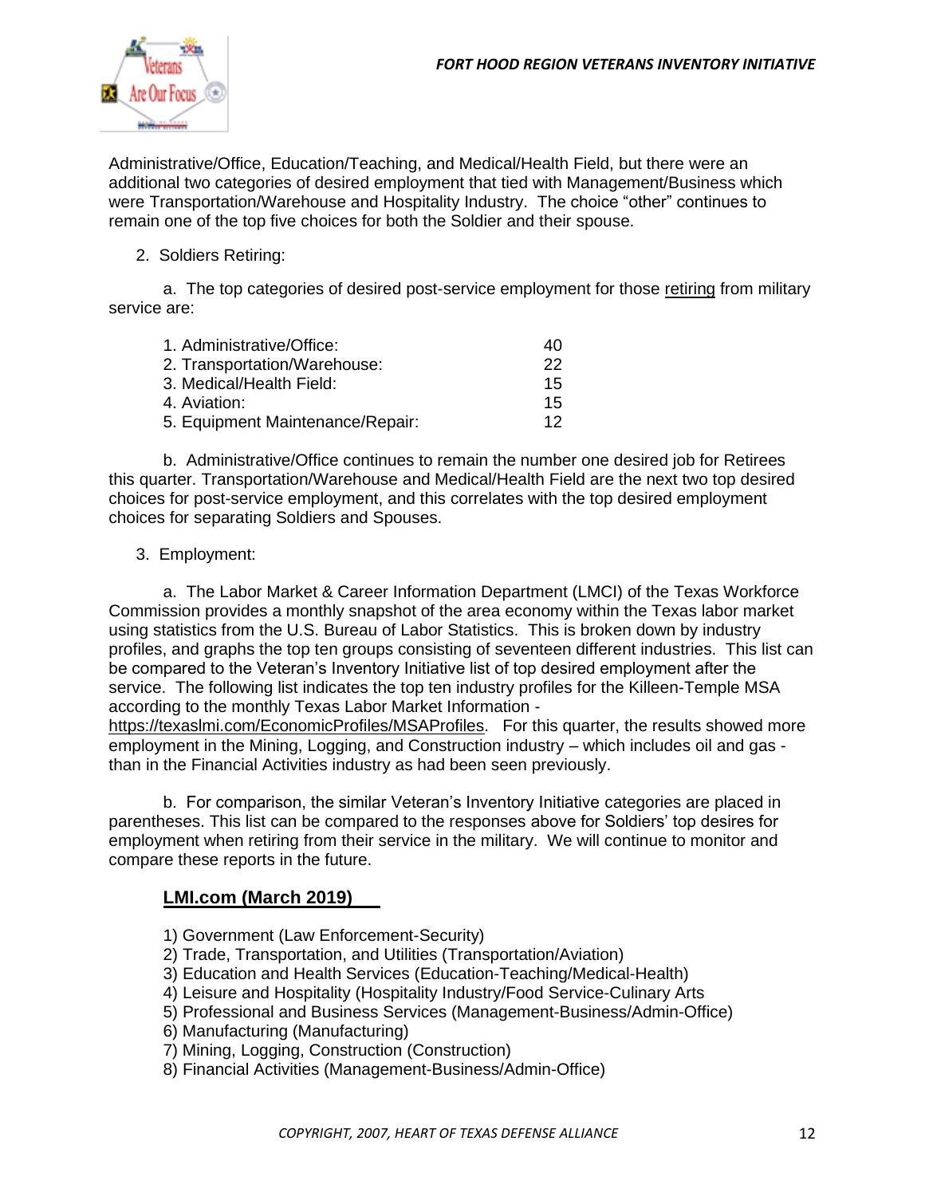Administrative/Office, Education/Teaching, and Medical/Health Field, but there were an additional two categories of desired employment that tied with Management/Business which were Transportation/Warehouse and Hospitality Industry. The choice "other" continues to remain one of the top five choices for both the Soldier and their spouse.

2. Soldiers Retiring:

a. The top categories of desired post-service employment for those retiring from military service are:

| | |
|---|---|
| 1. Administrative/Office: | 40 |
| 2. Transportation/Warehouse: | 22 |
| 3. Medical/Health Field: | 15 |
| 4. Aviation: | 15 |
| 5. Equipment Maintenance/Repair: | 12 |

b. Administrative/Office continues to remain the number one desired job for Retirees this quarter. Transportation/Warehouse and Medical/Health Field are the next two top desired choices for post-service employment, and this correlates with the top desired employment choices for separating Soldiers and Spouses.

3. Employment:

a. The Labor Market & Career Information Department (LMCI) of the Texas Workforce Commission provides a monthly snapshot of the area economy within the Texas labor market using statistics from the U.S. Bureau of Labor Statistics. This is broken down by industry profiles, and graphs the top ten groups consisting of seventeen different industries. This list can be compared to the Veteran's Inventory Initiative list of top desired employment after the service. The following list indicates the top ten industry profiles for the Killeen-Temple MSA according to the monthly Texas Labor Market Information - https://texaslmi.com/EconomicProfiles/MSAProfiles. For this quarter, the results showed more employment in the Mining, Logging, and Construction industry – which includes oil and gas - than in the Financial Activities industry as had been seen previously.

b. For comparison, the similar Veteran's Inventory Initiative categories are placed in parentheses. This list can be compared to the responses above for Soldiers' top desires for employment when retiring from their service in the military. We will continue to monitor and compare these reports in the future.

**LMI.com (March 2019)**

1) Government (Law Enforcement-Security)
2) Trade, Transportation, and Utilities (Transportation/Aviation)
3) Education and Health Services (Education-Teaching/Medical-Health)
4) Leisure and Hospitality (Hospitality Industry/Food Service-Culinary Arts
5) Professional and Business Services (Management-Business/Admin-Office)
6) Manufacturing (Manufacturing)
7) Mining, Logging, Construction (Construction)
8) Financial Activities (Management-Business/Admin-Office)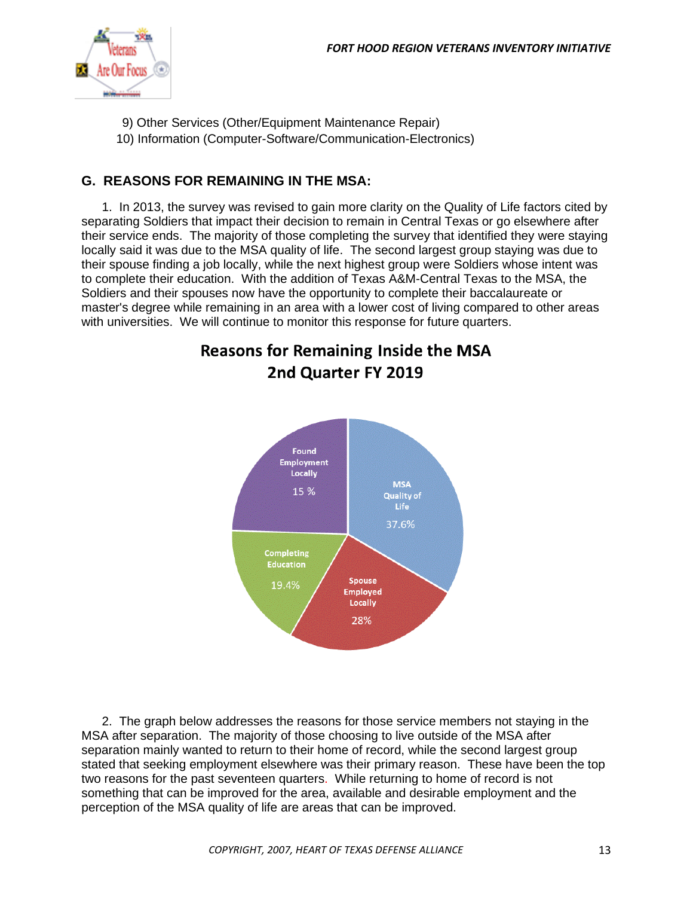9) Other Services (Other/Equipment Maintenance Repair)
10) Information (Computer-Software/Communication-Electronics)

## G. REASONS FOR REMAINING IN THE MSA:

1. In 2013, the survey was revised to gain more clarity on the Quality of Life factors cited by separating Soldiers that impact their decision to remain in Central Texas or go elsewhere after their service ends. The majority of those completing the survey that identified they were staying locally said it was due to the MSA quality of life. The second largest group staying was due to their spouse finding a job locally, while the next highest group were Soldiers whose intent was to complete their education. With the addition of Texas A&M-Central Texas to the MSA, the Soldiers and their spouses now have the opportunity to complete their baccalaureate or master's degree while remaining in an area with a lower cost of living compared to other areas with universities. We will continue to monitor this response for future quarters.

**Reasons for Remaining Inside the MSA**
**2nd Quarter FY 2019**

| Reason | Percentage |
|---|---|
| MSA Quality of Life | 37.6% |
| Spouse Employed Locally | 28% |
| Completing Education | 19.4% |
| Found Employment Locally | 15 % |

2. The graph below addresses the reasons for those service members not staying in the MSA after separation. The majority of those choosing to live outside of the MSA after separation mainly wanted to return to their home of record, while the second largest group stated that seeking employment elsewhere was their primary reason. These have been the top two reasons for the past seventeen quarters. While returning to home of record is not something that can be improved for the area, available and desirable employment and the perception of the MSA quality of life are areas that can be improved.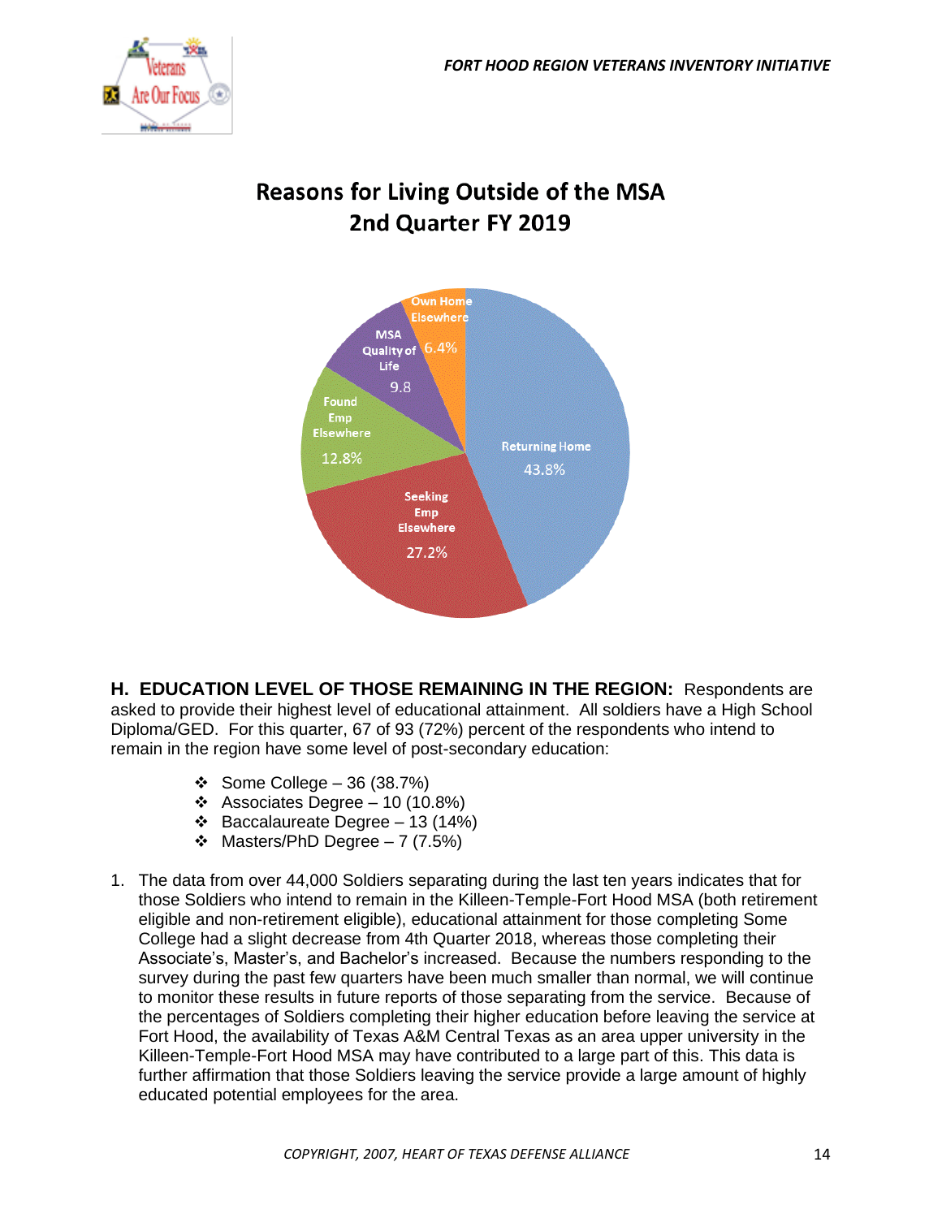## Reasons for Living Outside of the MSA
## 2nd Quarter FY 2019

Returning Home 43.8%

Seeking Emp Elsewhere 27.2%

Found Emp Elsewhere 12.8%

MSA Quality of Life 9.8

Own Home Elsewhere 6.4%

**H. EDUCATION LEVEL OF THOSE REMAINING IN THE REGION:** Respondents are asked to provide their highest level of educational attainment. All soldiers have a High School Diploma/GED. For this quarter, 67 of 93 (72%) percent of the respondents who intend to remain in the region have some level of post-secondary education:

- Some College – 36 (38.7%)
- Associates Degree – 10 (10.8%)
- Baccalaureate Degree – 13 (14%)
- Masters/PhD Degree – 7 (7.5%)

1. The data from over 44,000 Soldiers separating during the last ten years indicates that for those Soldiers who intend to remain in the Killeen-Temple-Fort Hood MSA (both retirement eligible and non-retirement eligible), educational attainment for those completing Some College had a slight decrease from 4th Quarter 2018, whereas those completing their Associate's, Master's, and Bachelor's increased. Because the numbers responding to the survey during the past few quarters have been much smaller than normal, we will continue to monitor these results in future reports of those separating from the service. Because of the percentages of Soldiers completing their higher education before leaving the service at Fort Hood, the availability of Texas A&M Central Texas as an area upper university in the Killeen-Temple-Fort Hood MSA may have contributed to a large part of this. This data is further affirmation that those Soldiers leaving the service provide a large amount of highly educated potential employees for the area.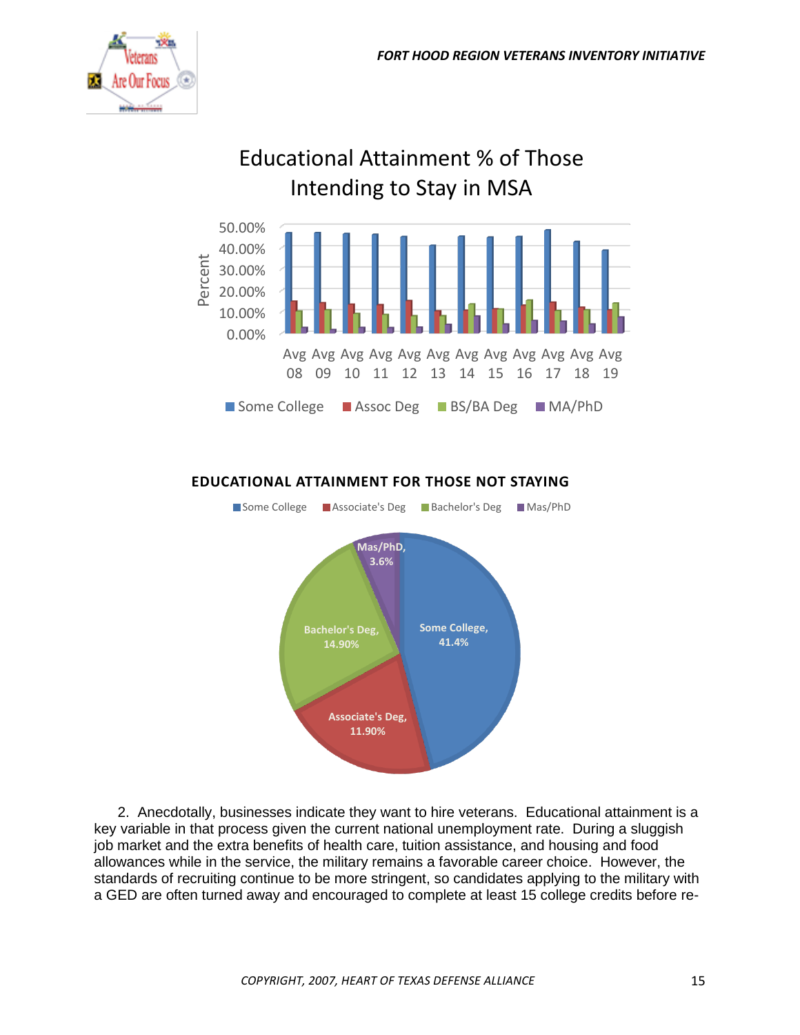## Educational Attainment % of Those Intending to Stay in MSA

Percent: 50.00%, 40.00%, 30.00%, 20.00%, 10.00%, 0.00%

Avg 08, Avg 09, Avg 10, Avg 11, Avg 12, Avg 13, Avg 14, Avg 15, Avg 16, Avg 17, Avg 18, Avg 19

Some College | Assoc Deg | BS/BA Deg | MA/PhD

**EDUCATIONAL ATTAINMENT FOR THOSE NOT STAYING**

Some College | Associate's Deg | Bachelor's Deg | Mas/PhD

- Some College, 41.4%
- Associate's Deg, 11.90%
- Bachelor's Deg, 14.90%
- Mas/PhD, 3.6%

2. Anecdotally, businesses indicate they want to hire veterans. Educational attainment is a key variable in that process given the current national unemployment rate. During a sluggish job market and the extra benefits of health care, tuition assistance, and housing and food allowances while in the service, the military remains a favorable career choice. However, the standards of recruiting continue to be more stringent, so candidates applying to the military with a GED are often turned away and encouraged to complete at least 15 college credits before re-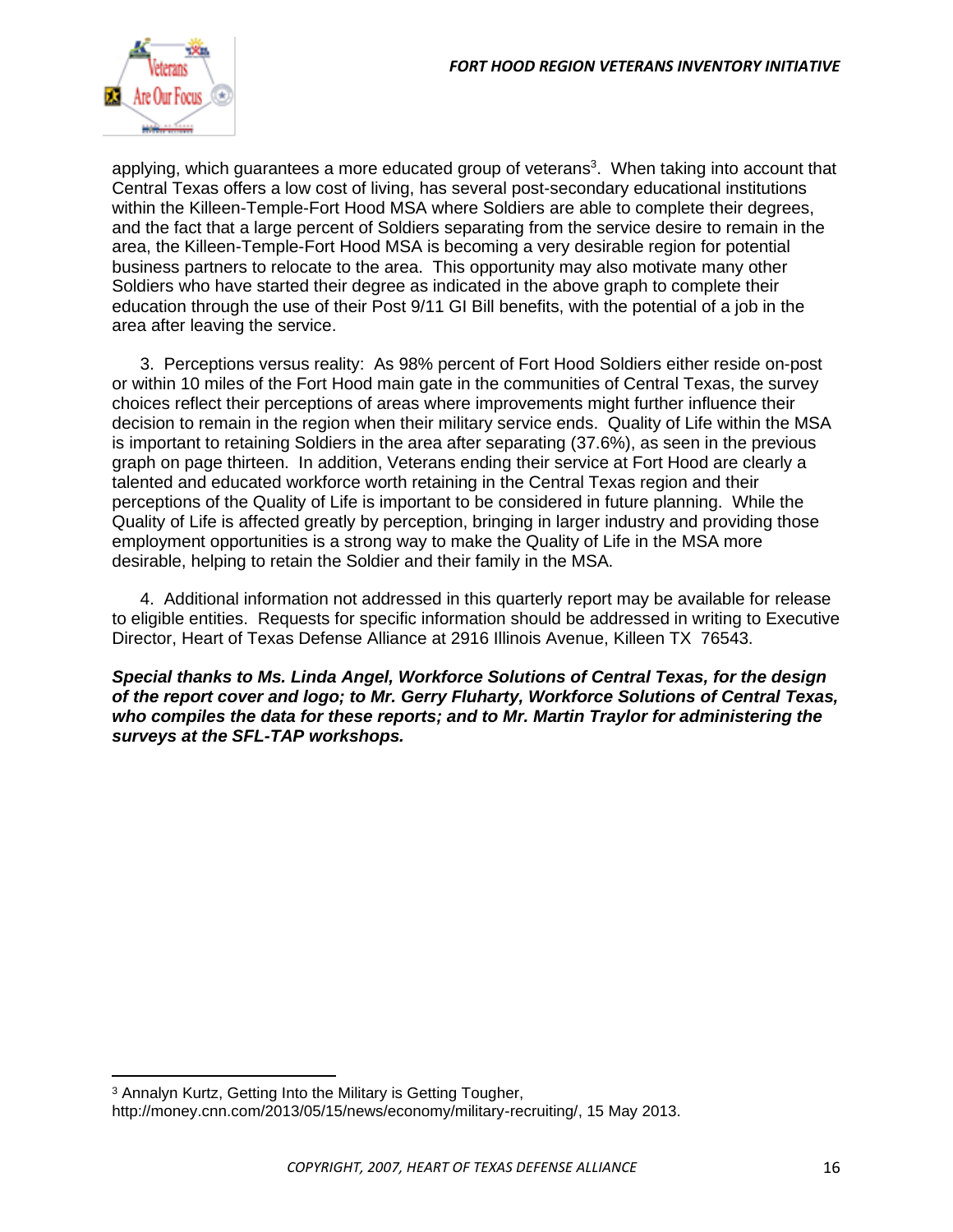applying, which guarantees a more educated group of veterans[3]. When taking into account that Central Texas offers a low cost of living, has several post-secondary educational institutions within the Killeen-Temple-Fort Hood MSA where Soldiers are able to complete their degrees, and the fact that a large percent of Soldiers separating from the service desire to remain in the area, the Killeen-Temple-Fort Hood MSA is becoming a very desirable region for potential business partners to relocate to the area. This opportunity may also motivate many other Soldiers who have started their degree as indicated in the above graph to complete their education through the use of their Post 9/11 GI Bill benefits, with the potential of a job in the area after leaving the service.

3. Perceptions versus reality: As 98% percent of Fort Hood Soldiers either reside on-post or within 10 miles of the Fort Hood main gate in the communities of Central Texas, the survey choices reflect their perceptions of areas where improvements might further influence their decision to remain in the region when their military service ends. Quality of Life within the MSA is important to retaining Soldiers in the area after separating (37.6%), as seen in the previous graph on page thirteen. In addition, Veterans ending their service at Fort Hood are clearly a talented and educated workforce worth retaining in the Central Texas region and their perceptions of the Quality of Life is important to be considered in future planning. While the Quality of Life is affected greatly by perception, bringing in larger industry and providing those employment opportunities is a strong way to make the Quality of Life in the MSA more desirable, helping to retain the Soldier and their family in the MSA.

4. Additional information not addressed in this quarterly report may be available for release to eligible entities. Requests for specific information should be addressed in writing to Executive Director, Heart of Texas Defense Alliance at 2916 Illinois Avenue, Killeen TX 76543.

***Special thanks to Ms. Linda Angel, Workforce Solutions of Central Texas, for the design of the report cover and logo; to Mr. Gerry Fluharty, Workforce Solutions of Central Texas, who compiles the data for these reports; and to Mr. Martin Traylor for administering the surveys at the SFL-TAP workshops.***

---

[3] Annalyn Kurtz, Getting Into the Military is Getting Tougher, http://money.cnn.com/2013/05/15/news/economy/military-recruiting/, 15 May 2013.